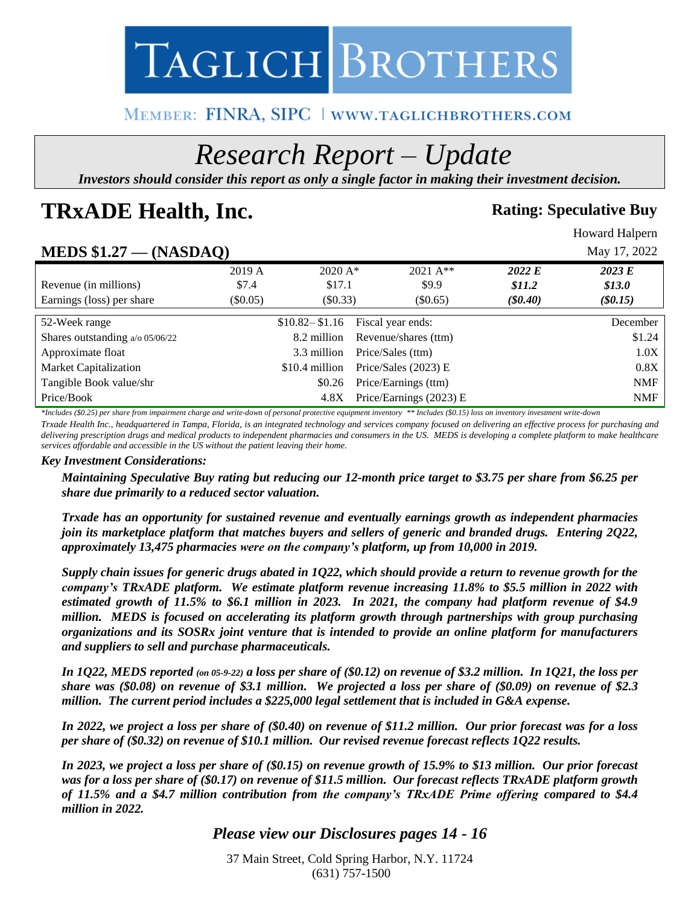# TAGLICH BROTHERS

MEMBER: FINRA, SIPC | WWW.TAGLICHBROTHERS.COM

# *Research Report – Update*

***Investors should consider this report as only a single factor in making their investment decision.***

# TRxADE Health, Inc.

**Rating: Speculative Buy**

Howard Halpern

## MEDS $1.27 — (NASDAQ)

May 17, 2022

| | 2019 A | 2020 A* | 2021 A** | *2022 E* | *2023 E* |
|---|---|---|---|---|---|
| Revenue (in millions) | $7.4 | $17.1 | $9.9 | ***$11.2*** | ***$13.0*** |
| Earnings (loss) per share | ($0.05) | ($0.33) | ($0.65) | ***($0.40)*** | ***($0.15)*** |

| | | | |
|---|---|---|---|
| 52-Week range | $10.82– $1.16 | Fiscal year ends: | December |
| Shares outstanding a/o 05/06/22 | 8.2 million | Revenue/shares (ttm) | $1.24 |
| Approximate float | 3.3 million | Price/Sales (ttm) | 1.0X |
| Market Capitalization | $10.4 million | Price/Sales (2023) E | 0.8X |
| Tangible Book value/shr | $0.26 | Price/Earnings (ttm) | NMF |
| Price/Book | 4.8X | Price/Earnings (2023) E | NMF |

*\*Includes ($0.25) per share from impairment charge and write-down of personal protective equipment inventory \*\* Includes ($0.15) loss on inventory investment write-down*

*Trxade Health Inc., headquartered in Tampa, Florida, is an integrated technology and services company focused on delivering an effective process for purchasing and delivering prescription drugs and medical products to independent pharmacies and consumers in the US. MEDS is developing a complete platform to make healthcare services affordable and accessible in the US without the patient leaving their home.*

***Key Investment Considerations:***

***Maintaining Speculative Buy rating but reducing our 12-month price target to $3.75 per share from $6.25 per share due primarily to a reduced sector valuation.***

***Trxade has an opportunity for sustained revenue and eventually earnings growth as independent pharmacies join its marketplace platform that matches buyers and sellers of generic and branded drugs. Entering 2Q22, approximately 13,475 pharmacies were on the company's platform, up from 10,000 in 2019.***

***Supply chain issues for generic drugs abated in 1Q22, which should provide a return to revenue growth for the company's TRxADE platform. We estimate platform revenue increasing 11.8% to $5.5 million in 2022 with estimated growth of 11.5% to $6.1 million in 2023. In 2021, the company had platform revenue of $4.9 million. MEDS is focused on accelerating its platform growth through partnerships with group purchasing organizations and its SOSRx joint venture that is intended to provide an online platform for manufacturers and suppliers to sell and purchase pharmaceuticals.***

***In 1Q22, MEDS reported (on 05-9-22) a loss per share of ($0.12) on revenue of $3.2 million. In 1Q21, the loss per share was ($0.08) on revenue of $3.1 million. We projected a loss per share of ($0.09) on revenue of $2.3 million. The current period includes a $225,000 legal settlement that is included in G&A expense.***

***In 2022, we project a loss per share of ($0.40) on revenue of $11.2 million. Our prior forecast was for a loss per share of ($0.32) on revenue of $10.1 million. Our revised revenue forecast reflects 1Q22 results.***

***In 2023, we project a loss per share of ($0.15) on revenue growth of 15.9% to $13 million. Our prior forecast was for a loss per share of ($0.17) on revenue of $11.5 million. Our forecast reflects TRxADE platform growth of 11.5% and a $4.7 million contribution from the company's TRxADE Prime offering compared to $4.4 million in 2022.***

***Please view our Disclosures pages 14 - 16***

37 Main Street, Cold Spring Harbor, N.Y. 11724
(631) 757-1500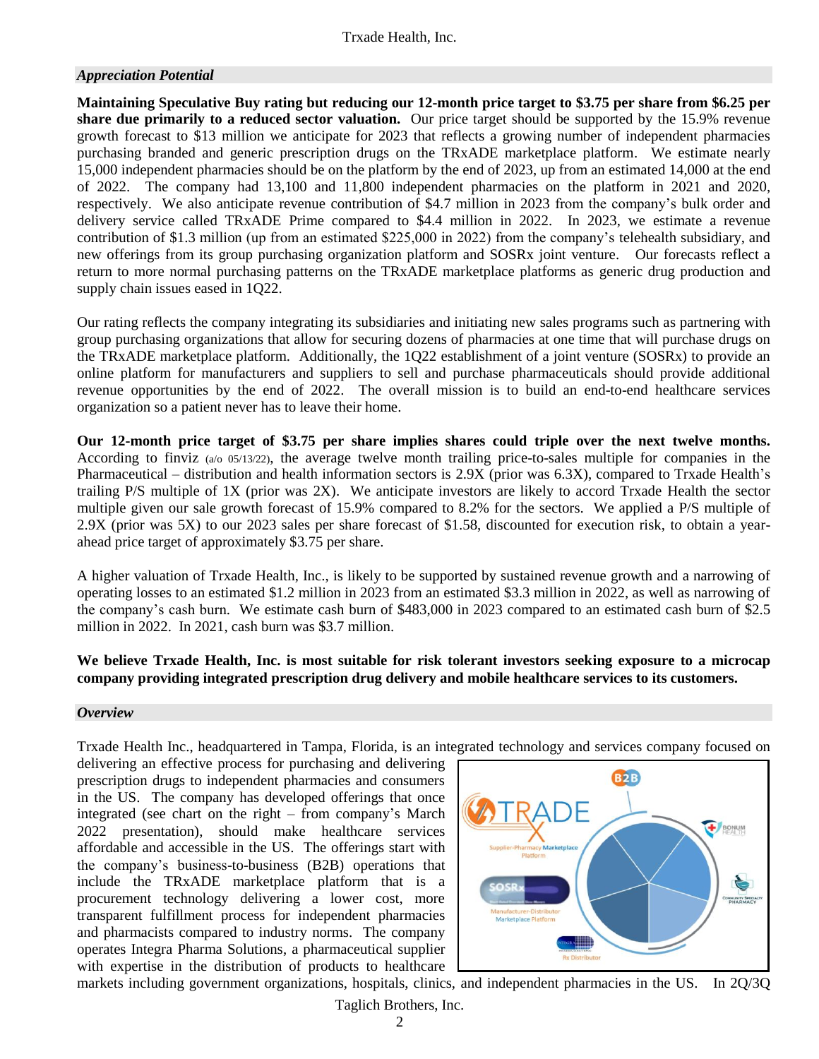### *Appreciation Potential*

**Maintaining Speculative Buy rating but reducing our 12-month price target to $3.75 per share from $6.25 per share due primarily to a reduced sector valuation.** Our price target should be supported by the 15.9% revenue growth forecast to $13 million we anticipate for 2023 that reflects a growing number of independent pharmacies purchasing branded and generic prescription drugs on the TRxADE marketplace platform. We estimate nearly 15,000 independent pharmacies should be on the platform by the end of 2023, up from an estimated 14,000 at the end of 2022. The company had 13,100 and 11,800 independent pharmacies on the platform in 2021 and 2020, respectively. We also anticipate revenue contribution of $4.7 million in 2023 from the company's bulk order and delivery service called TRxADE Prime compared to $4.4 million in 2022. In 2023, we estimate a revenue contribution of $1.3 million (up from an estimated $225,000 in 2022) from the company's telehealth subsidiary, and new offerings from its group purchasing organization platform and SOSRx joint venture. Our forecasts reflect a return to more normal purchasing patterns on the TRxADE marketplace platforms as generic drug production and supply chain issues eased in 1Q22.

Our rating reflects the company integrating its subsidiaries and initiating new sales programs such as partnering with group purchasing organizations that allow for securing dozens of pharmacies at one time that will purchase drugs on the TRxADE marketplace platform. Additionally, the 1Q22 establishment of a joint venture (SOSRx) to provide an online platform for manufacturers and suppliers to sell and purchase pharmaceuticals should provide additional revenue opportunities by the end of 2022. The overall mission is to build an end-to-end healthcare services organization so a patient never has to leave their home.

**Our 12-month price target of $3.75 per share implies shares could triple over the next twelve months.** According to finviz (a/o 05/13/22), the average twelve month trailing price-to-sales multiple for companies in the Pharmaceutical – distribution and health information sectors is 2.9X (prior was 6.3X), compared to Trxade Health's trailing P/S multiple of 1X (prior was 2X). We anticipate investors are likely to accord Trxade Health the sector multiple given our sale growth forecast of 15.9% compared to 8.2% for the sectors. We applied a P/S multiple of 2.9X (prior was 5X) to our 2023 sales per share forecast of $1.58, discounted for execution risk, to obtain a year-ahead price target of approximately $3.75 per share.

A higher valuation of Trxade Health, Inc., is likely to be supported by sustained revenue growth and a narrowing of operating losses to an estimated $1.2 million in 2023 from an estimated $3.3 million in 2022, as well as narrowing of the company's cash burn. We estimate cash burn of $483,000 in 2023 compared to an estimated cash burn of $2.5 million in 2022. In 2021, cash burn was $3.7 million.

**We believe Trxade Health, Inc. is most suitable for risk tolerant investors seeking exposure to a microcap company providing integrated prescription drug delivery and mobile healthcare services to its customers.**

### *Overview*

Trxade Health Inc., headquartered in Tampa, Florida, is an integrated technology and services company focused on delivering an effective process for purchasing and delivering prescription drugs to independent pharmacies and consumers in the US. The company has developed offerings that once integrated (see chart on the right – from company's March 2022 presentation), should make healthcare services affordable and accessible in the US. The offerings start with the company's business-to-business (B2B) operations that include the TRxADE marketplace platform that is a procurement technology delivering a lower cost, more transparent fulfillment process for independent pharmacies and pharmacists compared to industry norms. The company operates Integra Pharma Solutions, a pharmaceutical supplier with expertise in the distribution of products to healthcare markets including government organizations, hospitals, clinics, and independent pharmacies in the US. In 2Q/3Q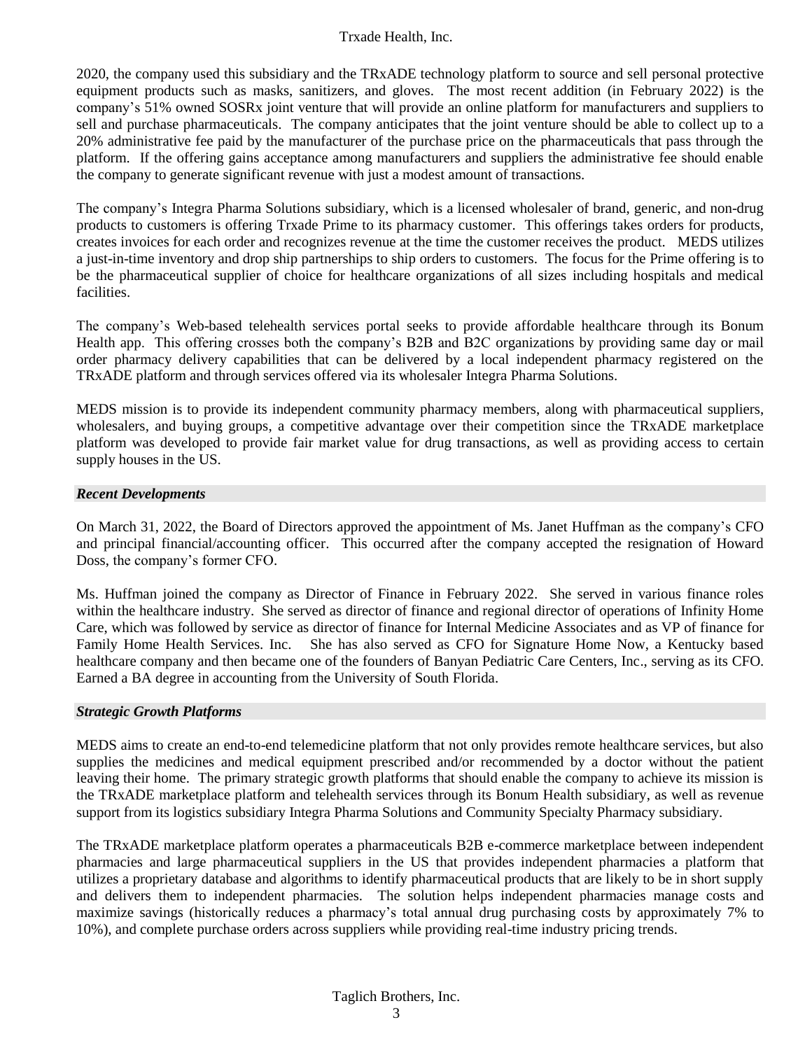2020, the company used this subsidiary and the TRxADE technology platform to source and sell personal protective equipment products such as masks, sanitizers, and gloves. The most recent addition (in February 2022) is the company's 51% owned SOSRx joint venture that will provide an online platform for manufacturers and suppliers to sell and purchase pharmaceuticals. The company anticipates that the joint venture should be able to collect up to a 20% administrative fee paid by the manufacturer of the purchase price on the pharmaceuticals that pass through the platform. If the offering gains acceptance among manufacturers and suppliers the administrative fee should enable the company to generate significant revenue with just a modest amount of transactions.

The company's Integra Pharma Solutions subsidiary, which is a licensed wholesaler of brand, generic, and non-drug products to customers is offering Trxade Prime to its pharmacy customer. This offerings takes orders for products, creates invoices for each order and recognizes revenue at the time the customer receives the product. MEDS utilizes a just-in-time inventory and drop ship partnerships to ship orders to customers. The focus for the Prime offering is to be the pharmaceutical supplier of choice for healthcare organizations of all sizes including hospitals and medical facilities.

The company's Web-based telehealth services portal seeks to provide affordable healthcare through its Bonum Health app. This offering crosses both the company's B2B and B2C organizations by providing same day or mail order pharmacy delivery capabilities that can be delivered by a local independent pharmacy registered on the TRxADE platform and through services offered via its wholesaler Integra Pharma Solutions.

MEDS mission is to provide its independent community pharmacy members, along with pharmaceutical suppliers, wholesalers, and buying groups, a competitive advantage over their competition since the TRxADE marketplace platform was developed to provide fair market value for drug transactions, as well as providing access to certain supply houses in the US.

### *Recent Developments*

On March 31, 2022, the Board of Directors approved the appointment of Ms. Janet Huffman as the company's CFO and principal financial/accounting officer. This occurred after the company accepted the resignation of Howard Doss, the company's former CFO.

Ms. Huffman joined the company as Director of Finance in February 2022. She served in various finance roles within the healthcare industry. She served as director of finance and regional director of operations of Infinity Home Care, which was followed by service as director of finance for Internal Medicine Associates and as VP of finance for Family Home Health Services. Inc. She has also served as CFO for Signature Home Now, a Kentucky based healthcare company and then became one of the founders of Banyan Pediatric Care Centers, Inc., serving as its CFO. Earned a BA degree in accounting from the University of South Florida.

### *Strategic Growth Platforms*

MEDS aims to create an end-to-end telemedicine platform that not only provides remote healthcare services, but also supplies the medicines and medical equipment prescribed and/or recommended by a doctor without the patient leaving their home. The primary strategic growth platforms that should enable the company to achieve its mission is the TRxADE marketplace platform and telehealth services through its Bonum Health subsidiary, as well as revenue support from its logistics subsidiary Integra Pharma Solutions and Community Specialty Pharmacy subsidiary.

The TRxADE marketplace platform operates a pharmaceuticals B2B e-commerce marketplace between independent pharmacies and large pharmaceutical suppliers in the US that provides independent pharmacies a platform that utilizes a proprietary database and algorithms to identify pharmaceutical products that are likely to be in short supply and delivers them to independent pharmacies. The solution helps independent pharmacies manage costs and maximize savings (historically reduces a pharmacy's total annual drug purchasing costs by approximately 7% to 10%), and complete purchase orders across suppliers while providing real-time industry pricing trends.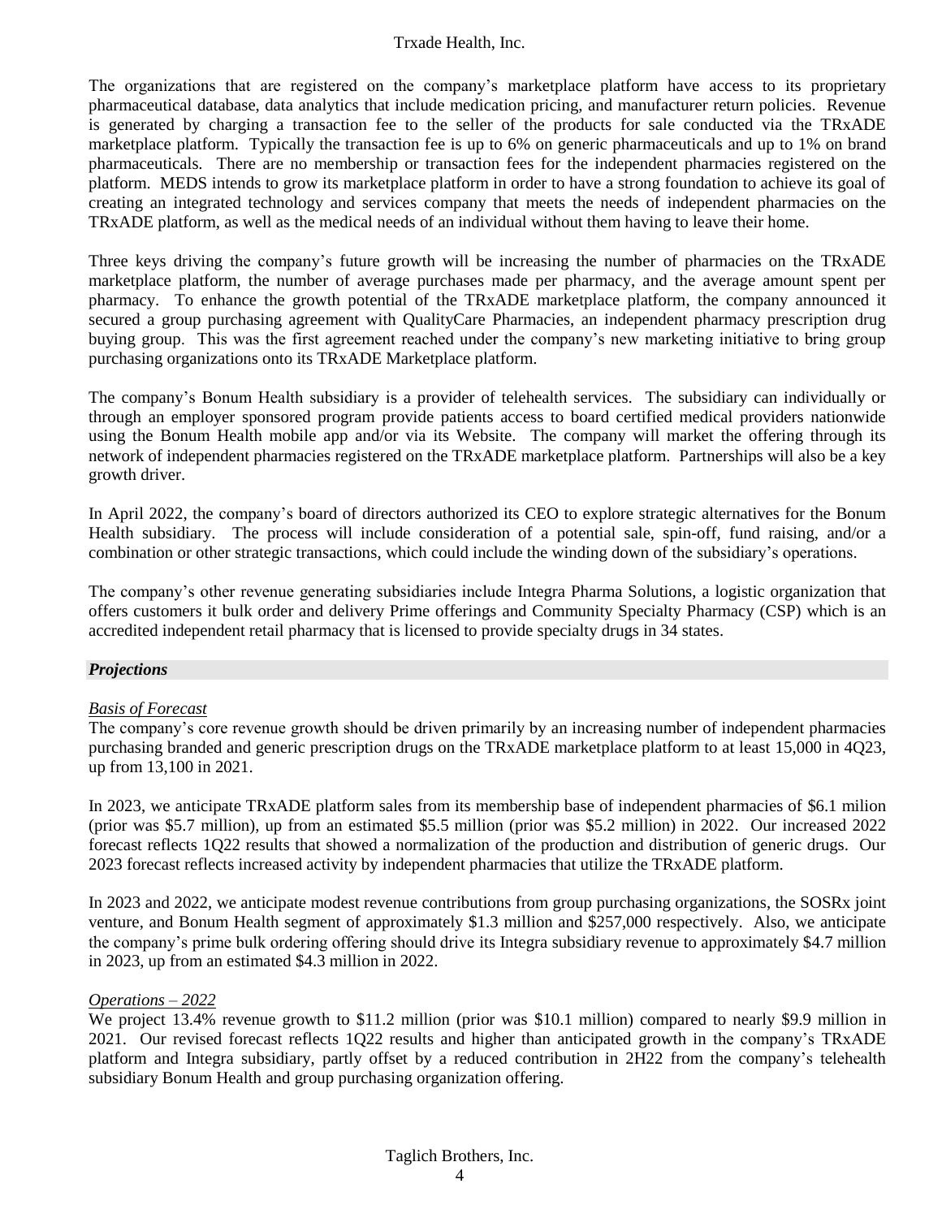The organizations that are registered on the company's marketplace platform have access to its proprietary pharmaceutical database, data analytics that include medication pricing, and manufacturer return policies. Revenue is generated by charging a transaction fee to the seller of the products for sale conducted via the TRxADE marketplace platform. Typically the transaction fee is up to 6% on generic pharmaceuticals and up to 1% on brand pharmaceuticals. There are no membership or transaction fees for the independent pharmacies registered on the platform. MEDS intends to grow its marketplace platform in order to have a strong foundation to achieve its goal of creating an integrated technology and services company that meets the needs of independent pharmacies on the TRxADE platform, as well as the medical needs of an individual without them having to leave their home.

Three keys driving the company's future growth will be increasing the number of pharmacies on the TRxADE marketplace platform, the number of average purchases made per pharmacy, and the average amount spent per pharmacy. To enhance the growth potential of the TRxADE marketplace platform, the company announced it secured a group purchasing agreement with QualityCare Pharmacies, an independent pharmacy prescription drug buying group. This was the first agreement reached under the company's new marketing initiative to bring group purchasing organizations onto its TRxADE Marketplace platform.

The company's Bonum Health subsidiary is a provider of telehealth services. The subsidiary can individually or through an employer sponsored program provide patients access to board certified medical providers nationwide using the Bonum Health mobile app and/or via its Website. The company will market the offering through its network of independent pharmacies registered on the TRxADE marketplace platform. Partnerships will also be a key growth driver.

In April 2022, the company's board of directors authorized its CEO to explore strategic alternatives for the Bonum Health subsidiary. The process will include consideration of a potential sale, spin-off, fund raising, and/or a combination or other strategic transactions, which could include the winding down of the subsidiary's operations.

The company's other revenue generating subsidiaries include Integra Pharma Solutions, a logistic organization that offers customers it bulk order and delivery Prime offerings and Community Specialty Pharmacy (CSP) which is an accredited independent retail pharmacy that is licensed to provide specialty drugs in 34 states.

## *Projections*

*Basis of Forecast*

The company's core revenue growth should be driven primarily by an increasing number of independent pharmacies purchasing branded and generic prescription drugs on the TRxADE marketplace platform to at least 15,000 in 4Q23, up from 13,100 in 2021.

In 2023, we anticipate TRxADE platform sales from its membership base of independent pharmacies of $6.1 milion (prior was $5.7 million), up from an estimated $5.5 million (prior was $5.2 million) in 2022. Our increased 2022 forecast reflects 1Q22 results that showed a normalization of the production and distribution of generic drugs. Our 2023 forecast reflects increased activity by independent pharmacies that utilize the TRxADE platform.

In 2023 and 2022, we anticipate modest revenue contributions from group purchasing organizations, the SOSRx joint venture, and Bonum Health segment of approximately $1.3 million and $257,000 respectively. Also, we anticipate the company's prime bulk ordering offering should drive its Integra subsidiary revenue to approximately $4.7 million in 2023, up from an estimated $4.3 million in 2022.

*Operations – 2022*

We project 13.4% revenue growth to $11.2 million (prior was $10.1 million) compared to nearly $9.9 million in 2021. Our revised forecast reflects 1Q22 results and higher than anticipated growth in the company's TRxADE platform and Integra subsidiary, partly offset by a reduced contribution in 2H22 from the company's telehealth subsidiary Bonum Health and group purchasing organization offering.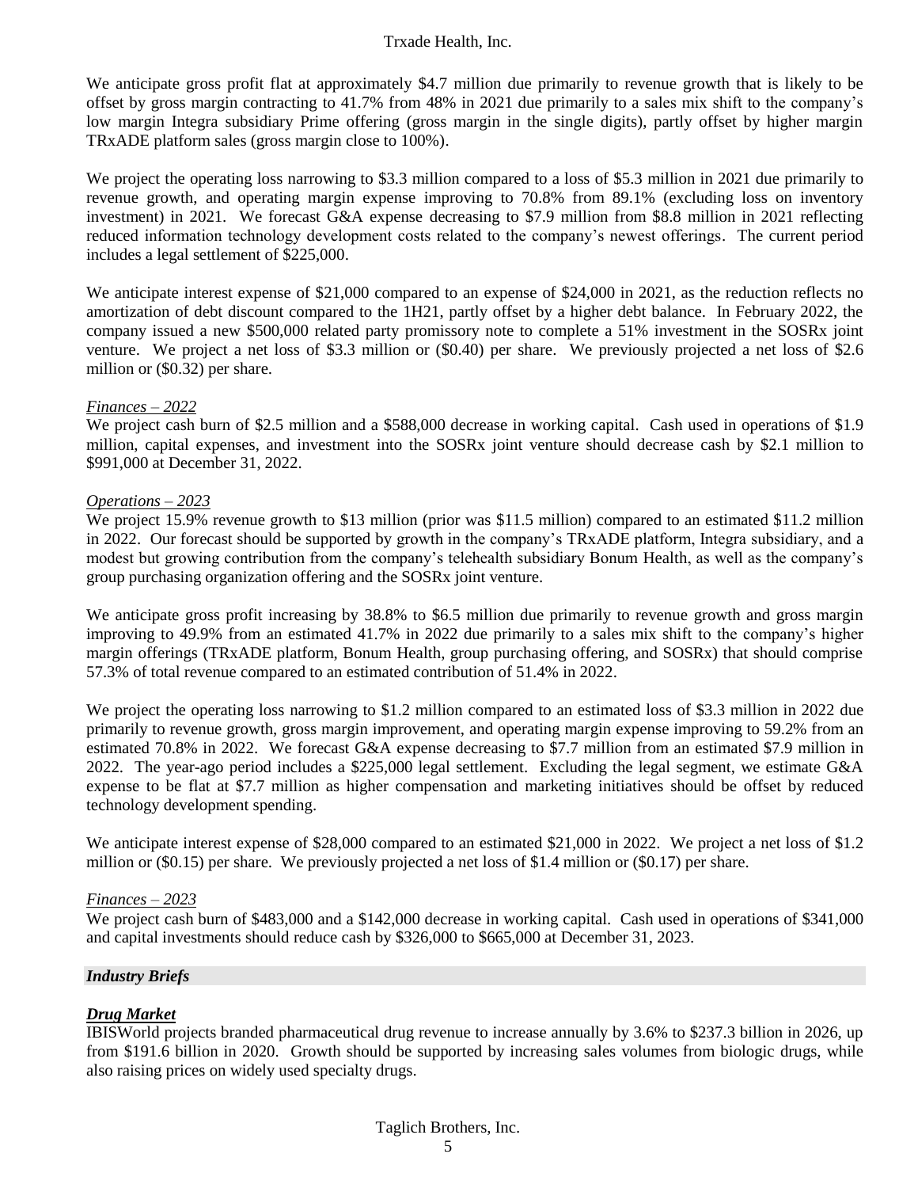We anticipate gross profit flat at approximately $4.7 million due primarily to revenue growth that is likely to be offset by gross margin contracting to 41.7% from 48% in 2021 due primarily to a sales mix shift to the company's low margin Integra subsidiary Prime offering (gross margin in the single digits), partly offset by higher margin TRxADE platform sales (gross margin close to 100%).

We project the operating loss narrowing to $3.3 million compared to a loss of $5.3 million in 2021 due primarily to revenue growth, and operating margin expense improving to 70.8% from 89.1% (excluding loss on inventory investment) in 2021. We forecast G&A expense decreasing to $7.9 million from $8.8 million in 2021 reflecting reduced information technology development costs related to the company's newest offerings. The current period includes a legal settlement of $225,000.

We anticipate interest expense of $21,000 compared to an expense of $24,000 in 2021, as the reduction reflects no amortization of debt discount compared to the 1H21, partly offset by a higher debt balance. In February 2022, the company issued a new $500,000 related party promissory note to complete a 51% investment in the SOSRx joint venture. We project a net loss of $3.3 million or ($0.40) per share. We previously projected a net loss of $2.6 million or ($0.32) per share.

*Finances – 2022*

We project cash burn of $2.5 million and a $588,000 decrease in working capital. Cash used in operations of $1.9 million, capital expenses, and investment into the SOSRx joint venture should decrease cash by $2.1 million to $991,000 at December 31, 2022.

*Operations – 2023*

We project 15.9% revenue growth to $13 million (prior was $11.5 million) compared to an estimated $11.2 million in 2022. Our forecast should be supported by growth in the company's TRxADE platform, Integra subsidiary, and a modest but growing contribution from the company's telehealth subsidiary Bonum Health, as well as the company's group purchasing organization offering and the SOSRx joint venture.

We anticipate gross profit increasing by 38.8% to $6.5 million due primarily to revenue growth and gross margin improving to 49.9% from an estimated 41.7% in 2022 due primarily to a sales mix shift to the company's higher margin offerings (TRxADE platform, Bonum Health, group purchasing offering, and SOSRx) that should comprise 57.3% of total revenue compared to an estimated contribution of 51.4% in 2022.

We project the operating loss narrowing to $1.2 million compared to an estimated loss of $3.3 million in 2022 due primarily to revenue growth, gross margin improvement, and operating margin expense improving to 59.2% from an estimated 70.8% in 2022. We forecast G&A expense decreasing to $7.7 million from an estimated $7.9 million in 2022. The year-ago period includes a $225,000 legal settlement. Excluding the legal segment, we estimate G&A expense to be flat at $7.7 million as higher compensation and marketing initiatives should be offset by reduced technology development spending.

We anticipate interest expense of $28,000 compared to an estimated $21,000 in 2022. We project a net loss of $1.2 million or ($0.15) per share. We previously projected a net loss of $1.4 million or ($0.17) per share.

*Finances – 2023*

We project cash burn of $483,000 and a $142,000 decrease in working capital. Cash used in operations of $341,000 and capital investments should reduce cash by $326,000 to $665,000 at December 31, 2023.

## *Industry Briefs*

### ***Drug Market***

IBISWorld projects branded pharmaceutical drug revenue to increase annually by 3.6% to $237.3 billion in 2026, up from $191.6 billion in 2020. Growth should be supported by increasing sales volumes from biologic drugs, while also raising prices on widely used specialty drugs.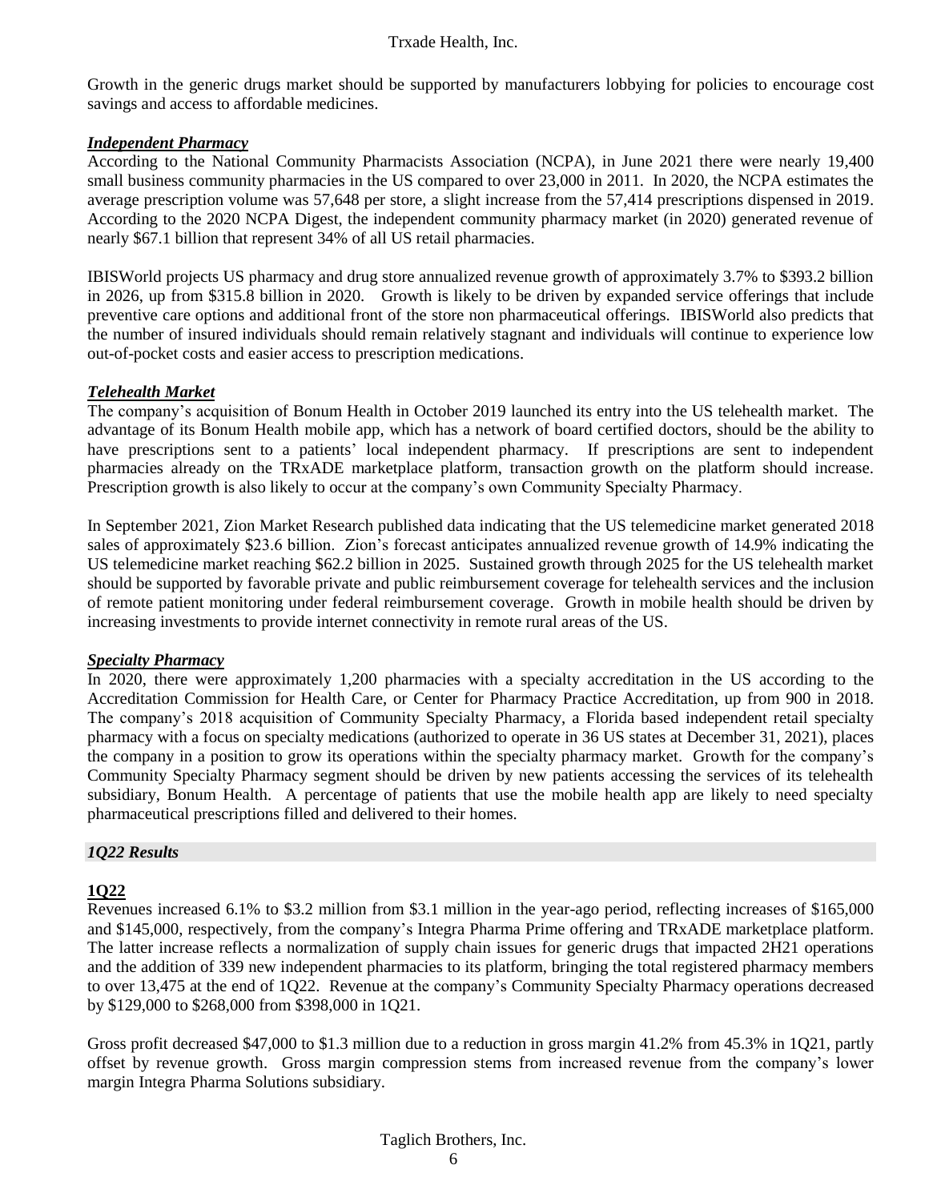Growth in the generic drugs market should be supported by manufacturers lobbying for policies to encourage cost savings and access to affordable medicines.

***Independent Pharmacy***

According to the National Community Pharmacists Association (NCPA), in June 2021 there were nearly 19,400 small business community pharmacies in the US compared to over 23,000 in 2011. In 2020, the NCPA estimates the average prescription volume was 57,648 per store, a slight increase from the 57,414 prescriptions dispensed in 2019. According to the 2020 NCPA Digest, the independent community pharmacy market (in 2020) generated revenue of nearly $67.1 billion that represent 34% of all US retail pharmacies.

IBISWorld projects US pharmacy and drug store annualized revenue growth of approximately 3.7% to $393.2 billion in 2026, up from $315.8 billion in 2020. Growth is likely to be driven by expanded service offerings that include preventive care options and additional front of the store non pharmaceutical offerings. IBISWorld also predicts that the number of insured individuals should remain relatively stagnant and individuals will continue to experience low out-of-pocket costs and easier access to prescription medications.

***Telehealth Market***

The company's acquisition of Bonum Health in October 2019 launched its entry into the US telehealth market. The advantage of its Bonum Health mobile app, which has a network of board certified doctors, should be the ability to have prescriptions sent to a patients' local independent pharmacy. If prescriptions are sent to independent pharmacies already on the TRxADE marketplace platform, transaction growth on the platform should increase. Prescription growth is also likely to occur at the company's own Community Specialty Pharmacy.

In September 2021, Zion Market Research published data indicating that the US telemedicine market generated 2018 sales of approximately $23.6 billion. Zion's forecast anticipates annualized revenue growth of 14.9% indicating the US telemedicine market reaching $62.2 billion in 2025. Sustained growth through 2025 for the US telehealth market should be supported by favorable private and public reimbursement coverage for telehealth services and the inclusion of remote patient monitoring under federal reimbursement coverage. Growth in mobile health should be driven by increasing investments to provide internet connectivity in remote rural areas of the US.

***Specialty Pharmacy***

In 2020, there were approximately 1,200 pharmacies with a specialty accreditation in the US according to the Accreditation Commission for Health Care, or Center for Pharmacy Practice Accreditation, up from 900 in 2018. The company's 2018 acquisition of Community Specialty Pharmacy, a Florida based independent retail specialty pharmacy with a focus on specialty medications (authorized to operate in 36 US states at December 31, 2021), places the company in a position to grow its operations within the specialty pharmacy market. Growth for the company's Community Specialty Pharmacy segment should be driven by new patients accessing the services of its telehealth subsidiary, Bonum Health. A percentage of patients that use the mobile health app are likely to need specialty pharmaceutical prescriptions filled and delivered to their homes.

## *1Q22 Results*

### **1Q22**

Revenues increased 6.1% to $3.2 million from $3.1 million in the year-ago period, reflecting increases of $165,000 and $145,000, respectively, from the company's Integra Pharma Prime offering and TRxADE marketplace platform. The latter increase reflects a normalization of supply chain issues for generic drugs that impacted 2H21 operations and the addition of 339 new independent pharmacies to its platform, bringing the total registered pharmacy members to over 13,475 at the end of 1Q22. Revenue at the company's Community Specialty Pharmacy operations decreased by $129,000 to $268,000 from $398,000 in 1Q21.

Gross profit decreased $47,000 to $1.3 million due to a reduction in gross margin 41.2% from 45.3% in 1Q21, partly offset by revenue growth. Gross margin compression stems from increased revenue from the company's lower margin Integra Pharma Solutions subsidiary.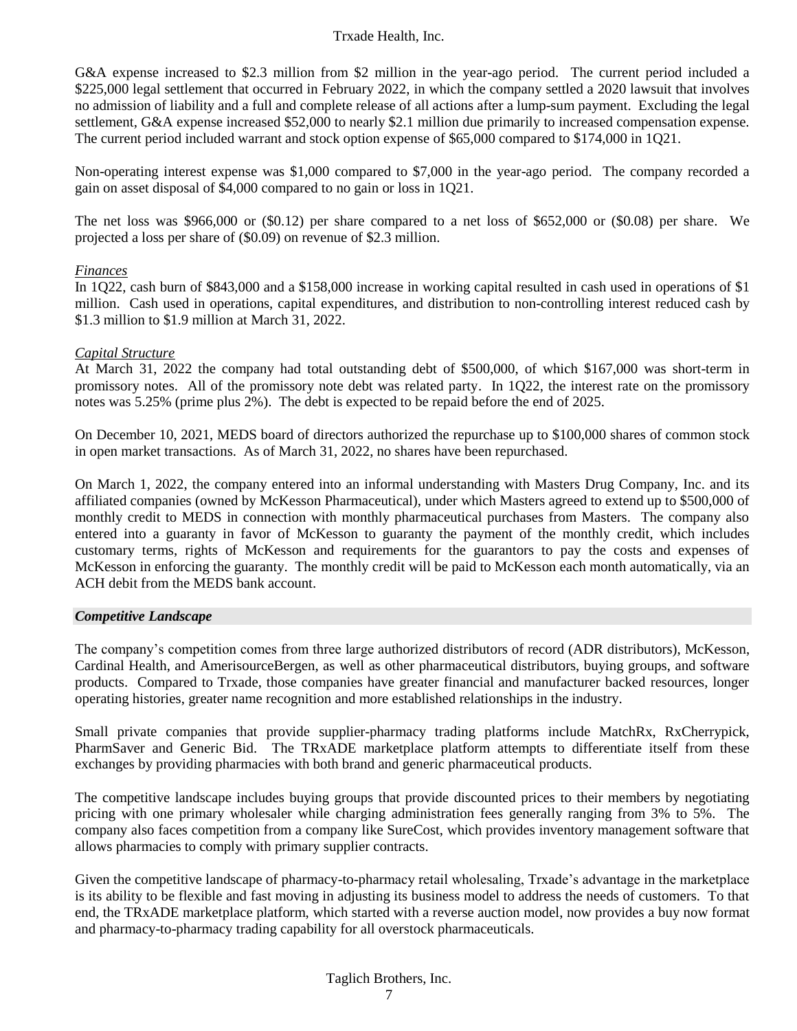G&A expense increased to $2.3 million from $2 million in the year-ago period. The current period included a $225,000 legal settlement that occurred in February 2022, in which the company settled a 2020 lawsuit that involves no admission of liability and a full and complete release of all actions after a lump-sum payment. Excluding the legal settlement, G&A expense increased $52,000 to nearly $2.1 million due primarily to increased compensation expense. The current period included warrant and stock option expense of $65,000 compared to $174,000 in 1Q21.

Non-operating interest expense was $1,000 compared to $7,000 in the year-ago period. The company recorded a gain on asset disposal of $4,000 compared to no gain or loss in 1Q21.

The net loss was $966,000 or ($0.12) per share compared to a net loss of $652,000 or ($0.08) per share. We projected a loss per share of ($0.09) on revenue of $2.3 million.

*Finances*

In 1Q22, cash burn of $843,000 and a $158,000 increase in working capital resulted in cash used in operations of $1 million. Cash used in operations, capital expenditures, and distribution to non-controlling interest reduced cash by $1.3 million to $1.9 million at March 31, 2022.

*Capital Structure*

At March 31, 2022 the company had total outstanding debt of $500,000, of which $167,000 was short-term in promissory notes. All of the promissory note debt was related party. In 1Q22, the interest rate on the promissory notes was 5.25% (prime plus 2%). The debt is expected to be repaid before the end of 2025.

On December 10, 2021, MEDS board of directors authorized the repurchase up to $100,000 shares of common stock in open market transactions. As of March 31, 2022, no shares have been repurchased.

On March 1, 2022, the company entered into an informal understanding with Masters Drug Company, Inc. and its affiliated companies (owned by McKesson Pharmaceutical), under which Masters agreed to extend up to $500,000 of monthly credit to MEDS in connection with monthly pharmaceutical purchases from Masters. The company also entered into a guaranty in favor of McKesson to guaranty the payment of the monthly credit, which includes customary terms, rights of McKesson and requirements for the guarantors to pay the costs and expenses of McKesson in enforcing the guaranty. The monthly credit will be paid to McKesson each month automatically, via an ACH debit from the MEDS bank account.

### *Competitive Landscape*

The company's competition comes from three large authorized distributors of record (ADR distributors), McKesson, Cardinal Health, and AmerisourceBergen, as well as other pharmaceutical distributors, buying groups, and software products. Compared to Trxade, those companies have greater financial and manufacturer backed resources, longer operating histories, greater name recognition and more established relationships in the industry.

Small private companies that provide supplier-pharmacy trading platforms include MatchRx, RxCherrypick, PharmSaver and Generic Bid. The TRxADE marketplace platform attempts to differentiate itself from these exchanges by providing pharmacies with both brand and generic pharmaceutical products.

The competitive landscape includes buying groups that provide discounted prices to their members by negotiating pricing with one primary wholesaler while charging administration fees generally ranging from 3% to 5%. The company also faces competition from a company like SureCost, which provides inventory management software that allows pharmacies to comply with primary supplier contracts.

Given the competitive landscape of pharmacy-to-pharmacy retail wholesaling, Trxade's advantage in the marketplace is its ability to be flexible and fast moving in adjusting its business model to address the needs of customers. To that end, the TRxADE marketplace platform, which started with a reverse auction model, now provides a buy now format and pharmacy-to-pharmacy trading capability for all overstock pharmaceuticals.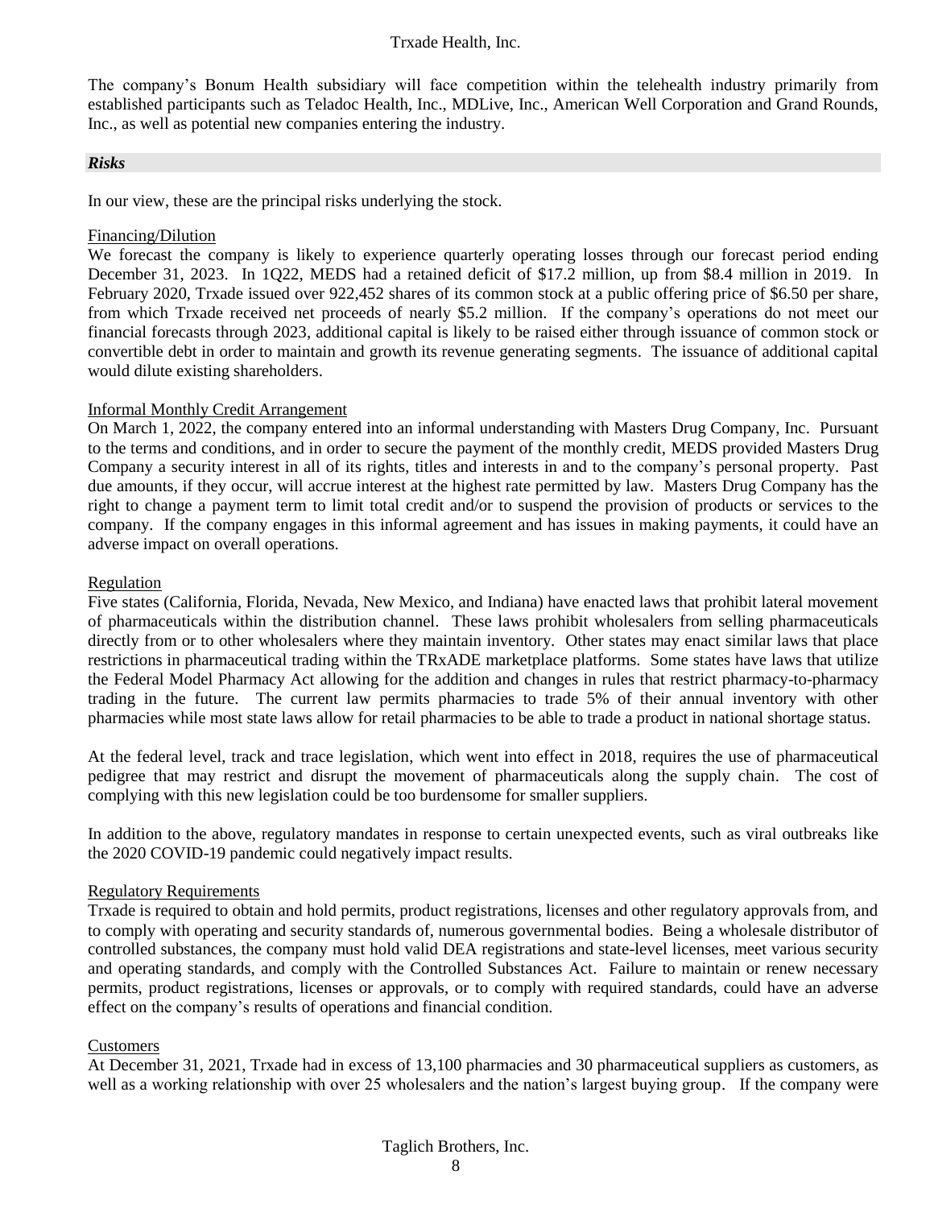The company's Bonum Health subsidiary will face competition within the telehealth industry primarily from established participants such as Teladoc Health, Inc., MDLive, Inc., American Well Corporation and Grand Rounds, Inc., as well as potential new companies entering the industry.

### *Risks*

In our view, these are the principal risks underlying the stock.

Financing/Dilution

We forecast the company is likely to experience quarterly operating losses through our forecast period ending December 31, 2023. In 1Q22, MEDS had a retained deficit of $17.2 million, up from $8.4 million in 2019. In February 2020, Trxade issued over 922,452 shares of its common stock at a public offering price of $6.50 per share, from which Trxade received net proceeds of nearly $5.2 million. If the company's operations do not meet our financial forecasts through 2023, additional capital is likely to be raised either through issuance of common stock or convertible debt in order to maintain and growth its revenue generating segments. The issuance of additional capital would dilute existing shareholders.

Informal Monthly Credit Arrangement

On March 1, 2022, the company entered into an informal understanding with Masters Drug Company, Inc. Pursuant to the terms and conditions, and in order to secure the payment of the monthly credit, MEDS provided Masters Drug Company a security interest in all of its rights, titles and interests in and to the company's personal property. Past due amounts, if they occur, will accrue interest at the highest rate permitted by law. Masters Drug Company has the right to change a payment term to limit total credit and/or to suspend the provision of products or services to the company. If the company engages in this informal agreement and has issues in making payments, it could have an adverse impact on overall operations.

Regulation

Five states (California, Florida, Nevada, New Mexico, and Indiana) have enacted laws that prohibit lateral movement of pharmaceuticals within the distribution channel. These laws prohibit wholesalers from selling pharmaceuticals directly from or to other wholesalers where they maintain inventory. Other states may enact similar laws that place restrictions in pharmaceutical trading within the TRxADE marketplace platforms. Some states have laws that utilize the Federal Model Pharmacy Act allowing for the addition and changes in rules that restrict pharmacy-to-pharmacy trading in the future. The current law permits pharmacies to trade 5% of their annual inventory with other pharmacies while most state laws allow for retail pharmacies to be able to trade a product in national shortage status.

At the federal level, track and trace legislation, which went into effect in 2018, requires the use of pharmaceutical pedigree that may restrict and disrupt the movement of pharmaceuticals along the supply chain. The cost of complying with this new legislation could be too burdensome for smaller suppliers.

In addition to the above, regulatory mandates in response to certain unexpected events, such as viral outbreaks like the 2020 COVID-19 pandemic could negatively impact results.

Regulatory Requirements

Trxade is required to obtain and hold permits, product registrations, licenses and other regulatory approvals from, and to comply with operating and security standards of, numerous governmental bodies. Being a wholesale distributor of controlled substances, the company must hold valid DEA registrations and state-level licenses, meet various security and operating standards, and comply with the Controlled Substances Act. Failure to maintain or renew necessary permits, product registrations, licenses or approvals, or to comply with required standards, could have an adverse effect on the company's results of operations and financial condition.

Customers

At December 31, 2021, Trxade had in excess of 13,100 pharmacies and 30 pharmaceutical suppliers as customers, as well as a working relationship with over 25 wholesalers and the nation's largest buying group. If the company were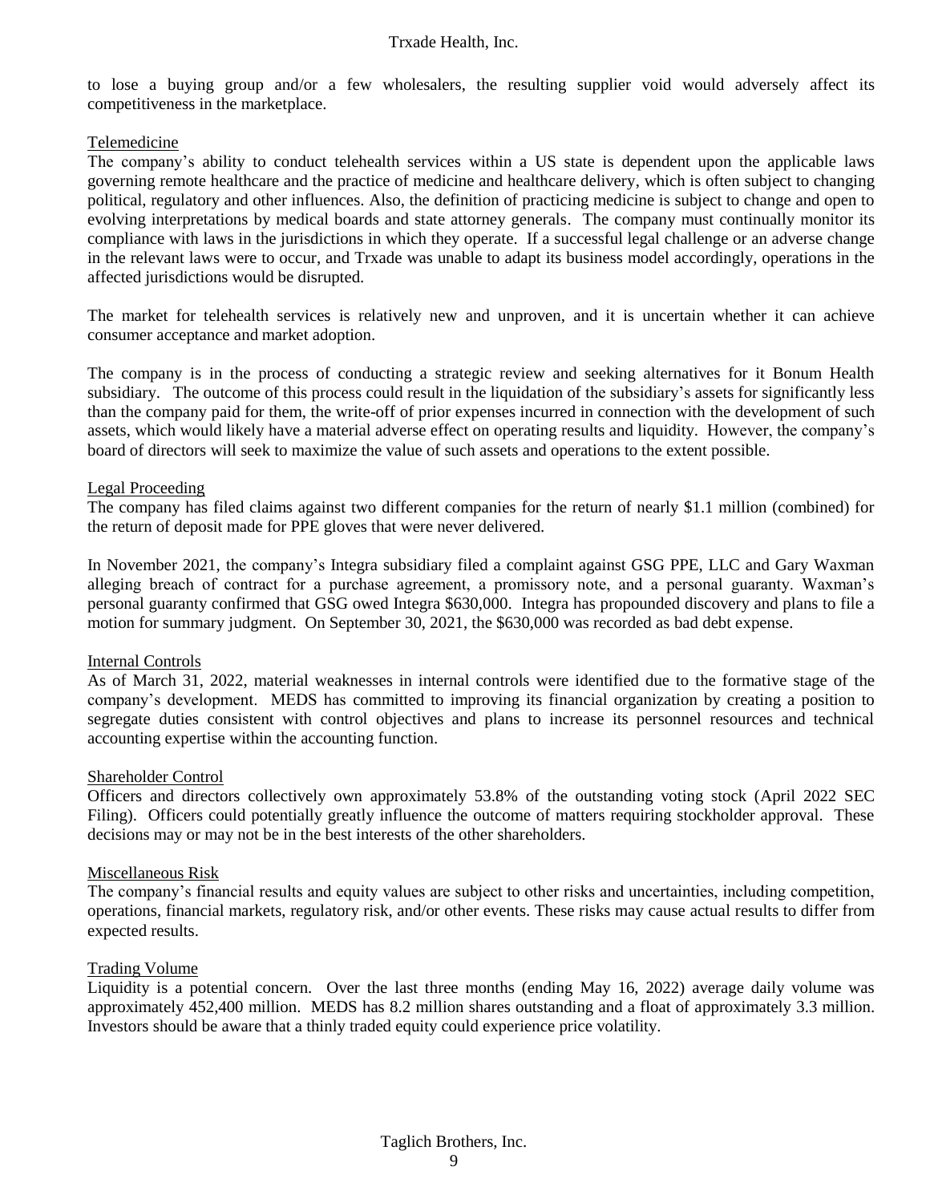to lose a buying group and/or a few wholesalers, the resulting supplier void would adversely affect its competitiveness in the marketplace.

Telemedicine

The company's ability to conduct telehealth services within a US state is dependent upon the applicable laws governing remote healthcare and the practice of medicine and healthcare delivery, which is often subject to changing political, regulatory and other influences. Also, the definition of practicing medicine is subject to change and open to evolving interpretations by medical boards and state attorney generals. The company must continually monitor its compliance with laws in the jurisdictions in which they operate. If a successful legal challenge or an adverse change in the relevant laws were to occur, and Trxade was unable to adapt its business model accordingly, operations in the affected jurisdictions would be disrupted.

The market for telehealth services is relatively new and unproven, and it is uncertain whether it can achieve consumer acceptance and market adoption.

The company is in the process of conducting a strategic review and seeking alternatives for it Bonum Health subsidiary. The outcome of this process could result in the liquidation of the subsidiary's assets for significantly less than the company paid for them, the write-off of prior expenses incurred in connection with the development of such assets, which would likely have a material adverse effect on operating results and liquidity. However, the company's board of directors will seek to maximize the value of such assets and operations to the extent possible.

Legal Proceeding

The company has filed claims against two different companies for the return of nearly $1.1 million (combined) for the return of deposit made for PPE gloves that were never delivered.

In November 2021, the company's Integra subsidiary filed a complaint against GSG PPE, LLC and Gary Waxman alleging breach of contract for a purchase agreement, a promissory note, and a personal guaranty. Waxman's personal guaranty confirmed that GSG owed Integra $630,000. Integra has propounded discovery and plans to file a motion for summary judgment. On September 30, 2021, the $630,000 was recorded as bad debt expense.

Internal Controls

As of March 31, 2022, material weaknesses in internal controls were identified due to the formative stage of the company's development. MEDS has committed to improving its financial organization by creating a position to segregate duties consistent with control objectives and plans to increase its personnel resources and technical accounting expertise within the accounting function.

Shareholder Control

Officers and directors collectively own approximately 53.8% of the outstanding voting stock (April 2022 SEC Filing). Officers could potentially greatly influence the outcome of matters requiring stockholder approval. These decisions may or may not be in the best interests of the other shareholders.

Miscellaneous Risk

The company's financial results and equity values are subject to other risks and uncertainties, including competition, operations, financial markets, regulatory risk, and/or other events. These risks may cause actual results to differ from expected results.

Trading Volume

Liquidity is a potential concern. Over the last three months (ending May 16, 2022) average daily volume was approximately 452,400 million. MEDS has 8.2 million shares outstanding and a float of approximately 3.3 million. Investors should be aware that a thinly traded equity could experience price volatility.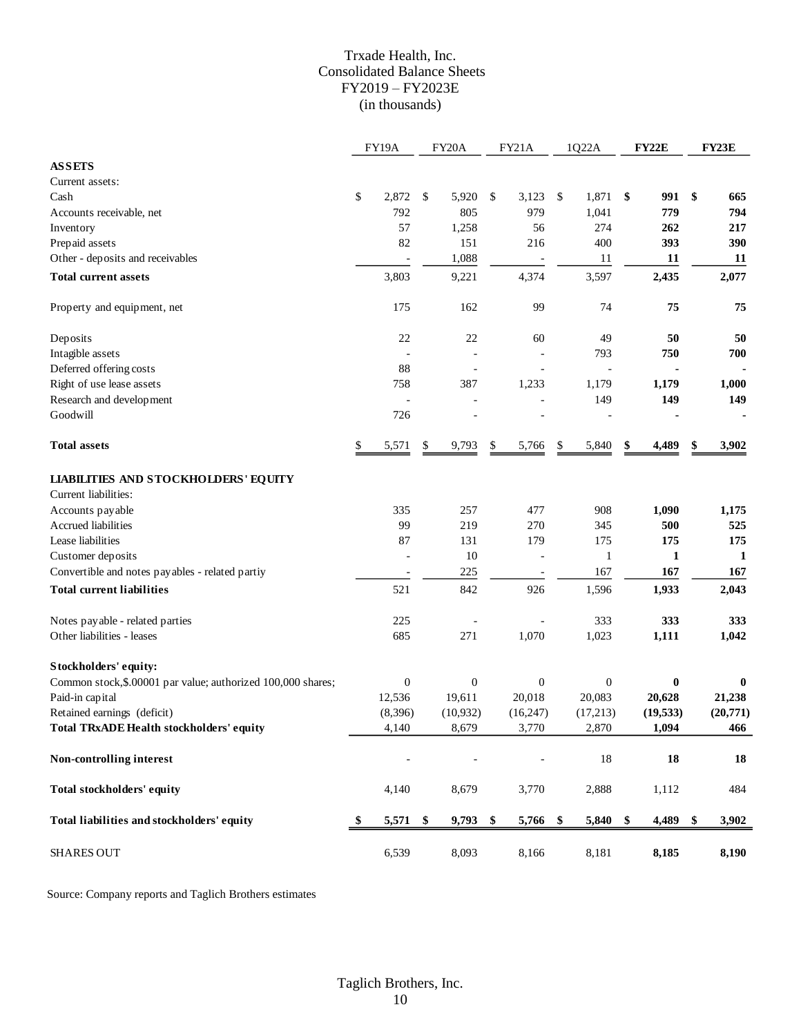# Trxade Health, Inc.
## Consolidated Balance Sheets
### FY2019 – FY2023E
### (in thousands)

| | FY19A | FY20A | FY21A | 1Q22A | **FY22E** | **FY23E** |
|---|---|---|---|---|---|---|
| **ASSETS** | | | | | | |
| Current assets: | | | | | | |
| Cash | $ 2,872 | $ 5,920 | $ 3,123 | $ 1,871 | **$ 991** | **$ 665** |
| Accounts receivable, net | 792 | 805 | 979 | 1,041 | **779** | **794** |
| Inventory | 57 | 1,258 | 56 | 274 | **262** | **217** |
| Prepaid assets | 82 | 151 | 216 | 400 | **393** | **390** |
| Other - deposits and receivables | - | 1,088 | - | 11 | **11** | **11** |
| **Total current assets** | 3,803 | 9,221 | 4,374 | 3,597 | **2,435** | **2,077** |
| Property and equipment, net | 175 | 162 | 99 | 74 | **75** | **75** |
| Deposits | 22 | 22 | 60 | 49 | **50** | **50** |
| Intagible assets | - | - | - | 793 | **750** | **700** |
| Deferred offering costs | 88 | - | - | - | **-** | **-** |
| Right of use lease assets | 758 | 387 | 1,233 | 1,179 | **1,179** | **1,000** |
| Research and development | - | - | - | 149 | **149** | **149** |
| Goodwill | 726 | - | - | - | **-** | **-** |
| **Total assets** | $ 5,571 | $ 9,793 | $ 5,766 | $ 5,840 | **$ 4,489** | **$ 3,902** |
| **LIABILITIES AND STOCKHOLDERS' EQUITY** | | | | | | |
| Current liabilities: | | | | | | |
| Accounts payable | 335 | 257 | 477 | 908 | **1,090** | **1,175** |
| Accrued liabilities | 99 | 219 | 270 | 345 | **500** | **525** |
| Lease liabilities | 87 | 131 | 179 | 175 | **175** | **175** |
| Customer deposits | - | 10 | - | 1 | **1** | **1** |
| Convertible and notes payables - related partiy | - | 225 | - | 167 | **167** | **167** |
| **Total current liabilities** | 521 | 842 | 926 | 1,596 | **1,933** | **2,043** |
| Notes payable - related parties | 225 | - | - | 333 | **333** | **333** |
| Other liabilities - leases | 685 | 271 | 1,070 | 1,023 | **1,111** | **1,042** |
| **Stockholders' equity:** | | | | | | |
| Common stock,$.00001 par value; authorized 100,000 shares; | 0 | 0 | 0 | 0 | **0** | **0** |
| Paid-in capital | 12,536 | 19,611 | 20,018 | 20,083 | **20,628** | **21,238** |
| Retained earnings (deficit) | (8,396) | (10,932) | (16,247) | (17,213) | **(19,533)** | **(20,771)** |
| **Total TRxADE Health stockholders' equity** | 4,140 | 8,679 | 3,770 | 2,870 | **1,094** | **466** |
| **Non-controlling interest** | - | - | - | 18 | **18** | **18** |
| **Total stockholders' equity** | 4,140 | 8,679 | 3,770 | 2,888 | 1,112 | 484 |
| **Total liabilities and stockholders' equity** | **$ 5,571** | **$ 9,793** | **$ 5,766** | **$ 5,840** | **$ 4,489** | **$ 3,902** |
| SHARES OUT | 6,539 | 8,093 | 8,166 | 8,181 | **8,185** | **8,190** |

Source: Company reports and Taglich Brothers estimates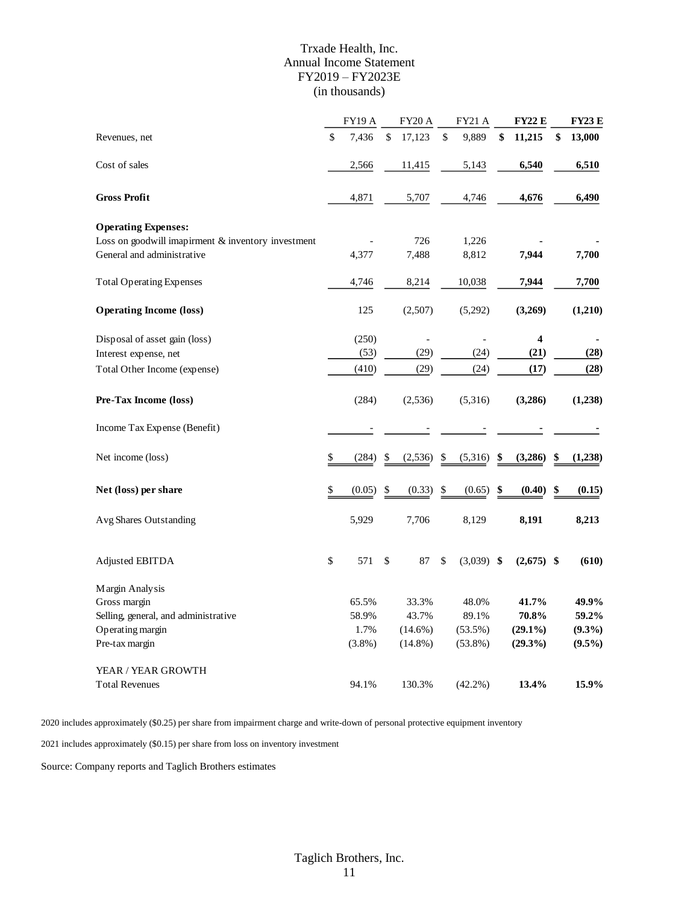# Trxade Health, Inc.
## Annual Income Statement
## FY2019 – FY2023E
## (in thousands)

| | FY19 A | FY20 A | FY21 A | **FY22 E** | **FY23 E** |
|---|---|---|---|---|---|
| Revenues, net | $ 7,436 | $ 17,123 | $ 9,889 | **$ 11,215** | **$ 13,000** |
| Cost of sales | 2,566 | 11,415 | 5,143 | **6,540** | **6,510** |
| **Gross Profit** | 4,871 | 5,707 | 4,746 | **4,676** | **6,490** |
| **Operating Expenses:** | | | | | |
| Loss on goodwill imapirment & inventory investment | - | 726 | 1,226 | **-** | **-** |
| General and administrative | 4,377 | 7,488 | 8,812 | **7,944** | **7,700** |
| Total Operating Expenses | 4,746 | 8,214 | 10,038 | **7,944** | **7,700** |
| **Operating Income (loss)** | 125 | (2,507) | (5,292) | **(3,269)** | **(1,210)** |
| Disposal of asset gain (loss) | (250) | - | - | **4** | **-** |
| Interest expense, net | (53) | (29) | (24) | **(21)** | **(28)** |
| Total Other Income (expense) | (410) | (29) | (24) | **(17)** | **(28)** |
| **Pre-Tax Income (loss)** | (284) | (2,536) | (5,316) | **(3,286)** | **(1,238)** |
| Income Tax Expense (Benefit) | - | - | - | **-** | **-** |
| Net income (loss) | $ (284) | $ (2,536) | $ (5,316) | **$ (3,286)** | **$ (1,238)** |
| **Net (loss) per share** | $ (0.05) | $ (0.33) | $ (0.65) | **$ (0.40)** | **$ (0.15)** |
| Avg Shares Outstanding | 5,929 | 7,706 | 8,129 | **8,191** | **8,213** |
| Adjusted EBITDA | $ 571 | $ 87 | $ (3,039) | **$ (2,675)** | **$ (610)** |
| Margin Analysis | | | | | |
| Gross margin | 65.5% | 33.3% | 48.0% | **41.7%** | **49.9%** |
| Selling, general, and administrative | 58.9% | 43.7% | 89.1% | **70.8%** | **59.2%** |
| Operating margin | 1.7% | (14.6%) | (53.5%) | **(29.1%)** | **(9.3%)** |
| Pre-tax margin | (3.8%) | (14.8%) | (53.8%) | **(29.3%)** | **(9.5%)** |
| YEAR / YEAR GROWTH | | | | | |
| Total Revenues | 94.1% | 130.3% | (42.2%) | **13.4%** | **15.9%** |

2020 includes approximately ($0.25) per share from impairment charge and write-down of personal protective equipment inventory

2021 includes approximately ($0.15) per share from loss on inventory investment

Source: Company reports and Taglich Brothers estimates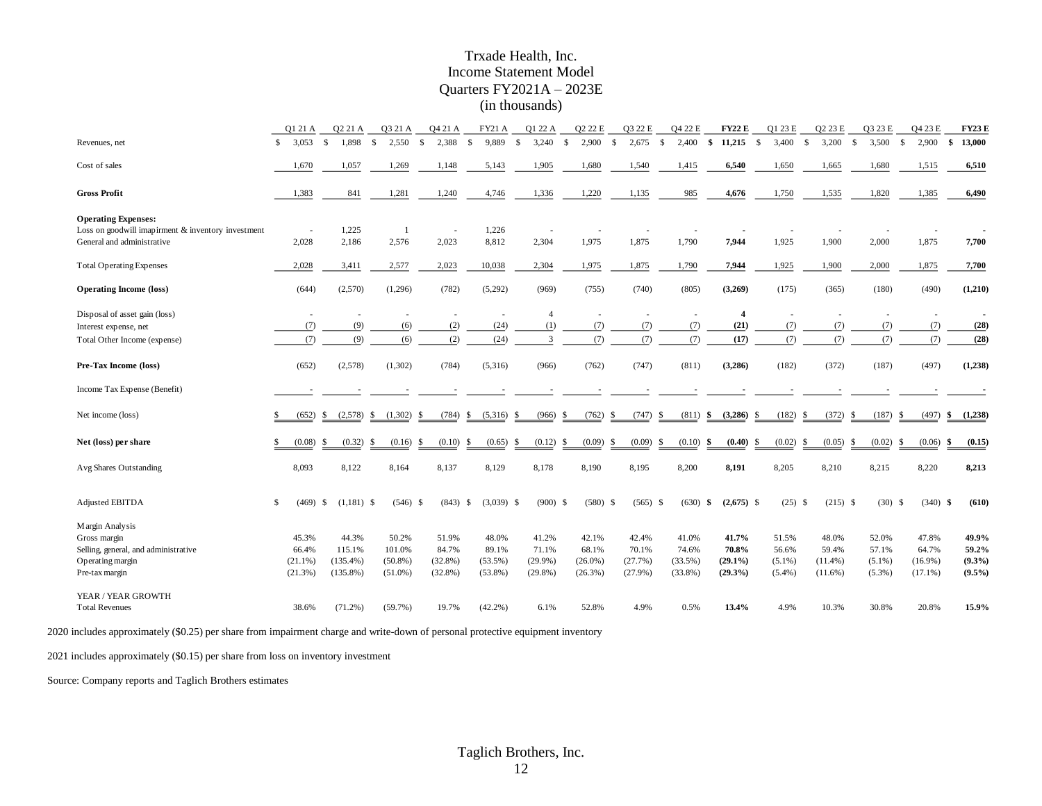# Trxade Health, Inc.
## Income Statement Model
## Quarters FY2021A – 2023E
## (in thousands)

| | Q1 21 A | Q2 21 A | Q3 21 A | Q4 21 A | FY21 A | Q1 22 A | Q2 22 E | Q3 22 E | Q4 22 E | **FY22 E** | Q1 23 E | Q2 23 E | Q3 23 E | Q4 23 E | **FY23 E** |
|---|---|---|---|---|---|---|---|---|---|---|---|---|---|---|---|
| Revenues, net | $ 3,053 | $ 1,898 | $ 2,550 | $ 2,388 | $ 9,889 | $ 3,240 | $ 2,900 | $ 2,675 | $ 2,400 | **$ 11,215** | $ 3,400 | $ 3,200 | $ 3,500 | $ 2,900 | **$ 13,000** |
| Cost of sales | 1,670 | 1,057 | 1,269 | 1,148 | 5,143 | 1,905 | 1,680 | 1,540 | 1,415 | **6,540** | 1,650 | 1,665 | 1,680 | 1,515 | **6,510** |
| **Gross Profit** | 1,383 | 841 | 1,281 | 1,240 | 4,746 | 1,336 | 1,220 | 1,135 | 985 | **4,676** | 1,750 | 1,535 | 1,820 | 1,385 | **6,490** |
| **Operating Expenses:** | | | | | | | | | | | | | | | |
| Loss on goodwill imapirment & inventory investment | - | 1,225 | 1 | - | 1,226 | - | - | - | - | **-** | - | - | - | - | **-** |
| General and administrative | 2,028 | 2,186 | 2,576 | 2,023 | 8,812 | 2,304 | 1,975 | 1,875 | 1,790 | **7,944** | 1,925 | 1,900 | 2,000 | 1,875 | **7,700** |
| Total Operating Expenses | 2,028 | 3,411 | 2,577 | 2,023 | 10,038 | 2,304 | 1,975 | 1,875 | 1,790 | **7,944** | 1,925 | 1,900 | 2,000 | 1,875 | **7,700** |
| **Operating Income (loss)** | (644) | (2,570) | (1,296) | (782) | (5,292) | (969) | (755) | (740) | (805) | **(3,269)** | (175) | (365) | (180) | (490) | **(1,210)** |
| Disposal of asset gain (loss) | - | - | - | - | - | 4 | - | - | - | **4** | - | - | - | - | **-** |
| Interest expense, net | (7) | (9) | (6) | (2) | (24) | (1) | (7) | (7) | (7) | **(21)** | (7) | (7) | (7) | (7) | **(28)** |
| Total Other Income (expense) | (7) | (9) | (6) | (2) | (24) | 3 | (7) | (7) | (7) | **(17)** | (7) | (7) | (7) | (7) | **(28)** |
| **Pre-Tax Income (loss)** | (652) | (2,578) | (1,302) | (784) | (5,316) | (966) | (762) | (747) | (811) | **(3,286)** | (182) | (372) | (187) | (497) | **(1,238)** |
| Income Tax Expense (Benefit) | - | - | - | - | - | - | - | - | - | **-** | - | - | - | - | **-** |
| Net income (loss) | $ (652) | $ (2,578) | $ (1,302) | $ (784) | $ (5,316) | $ (966) | $ (762) | $ (747) | $ (811) | **$ (3,286)** | $ (182) | $ (372) | $ (187) | $ (497) | **$ (1,238)** |
| **Net (loss) per share** | $ (0.08) | $ (0.32) | $ (0.16) | $ (0.10) | $ (0.65) | $ (0.12) | $ (0.09) | $ (0.09) | $ (0.10) | **$ (0.40)** | $ (0.02) | $ (0.05) | $ (0.02) | $ (0.06) | **$ (0.15)** |
| Avg Shares Outstanding | 8,093 | 8,122 | 8,164 | 8,137 | 8,129 | 8,178 | 8,190 | 8,195 | 8,200 | **8,191** | 8,205 | 8,210 | 8,215 | 8,220 | **8,213** |
| Adjusted EBITDA | $ (469) | $ (1,181) | $ (546) | $ (843) | $ (3,039) | $ (900) | $ (580) | $ (565) | $ (630) | **$ (2,675)** | $ (25) | $ (215) | $ (30) | $ (340) | **$ (610)** |
| Margin Analysis | | | | | | | | | | | | | | | |
| Gross margin | 45.3% | 44.3% | 50.2% | 51.9% | 48.0% | 41.2% | 42.1% | 42.4% | 41.0% | **41.7%** | 51.5% | 48.0% | 52.0% | 47.8% | **49.9%** |
| Selling, general, and administrative | 66.4% | 115.1% | 101.0% | 84.7% | 89.1% | 71.1% | 68.1% | 70.1% | 74.6% | **70.8%** | 56.6% | 59.4% | 57.1% | 64.7% | **59.2%** |
| Operating margin | (21.1%) | (135.4%) | (50.8%) | (32.8%) | (53.5%) | (29.9%) | (26.0%) | (27.7%) | (33.5%) | **(29.1%)** | (5.1%) | (11.4%) | (5.1%) | (16.9%) | **(9.3%)** |
| Pre-tax margin | (21.3%) | (135.8%) | (51.0%) | (32.8%) | (53.8%) | (29.8%) | (26.3%) | (27.9%) | (33.8%) | **(29.3%)** | (5.4%) | (11.6%) | (5.3%) | (17.1%) | **(9.5%)** |
| YEAR / YEAR GROWTH | | | | | | | | | | | | | | | |
| Total Revenues | 38.6% | (71.2%) | (59.7%) | 19.7% | (42.2%) | 6.1% | 52.8% | 4.9% | 0.5% | **13.4%** | 4.9% | 10.3% | 30.8% | 20.8% | **15.9%** |

2020 includes approximately ($0.25) per share from impairment charge and write-down of personal protective equipment inventory

2021 includes approximately ($0.15) per share from loss on inventory investment

Source: Company reports and Taglich Brothers estimates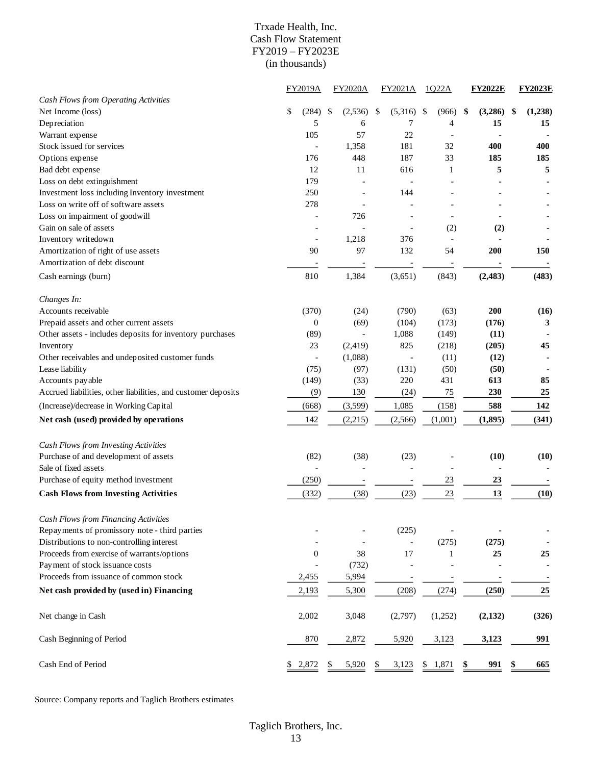# Trxade Health, Inc.
## Cash Flow Statement
## FY2019 – FY2023E
## (in thousands)

| | FY2019A | FY2020A | FY2021A | 1Q22A | **FY2022E** | **FY2023E** |
|---|---|---|---|---|---|---|
| *Cash Flows from Operating Activities* | | | | | | |
| Net Income (loss) | $ (284) | $ (2,536) | $ (5,316) | $ (966) | **$ (3,286)** | **$ (1,238)** |
| Depreciation | 5 | 6 | 7 | 4 | **15** | **15** |
| Warrant expense | 105 | 57 | 22 | - | **-** | **-** |
| Stock issued for services | - | 1,358 | 181 | 32 | **400** | **400** |
| Options expense | 176 | 448 | 187 | 33 | **185** | **185** |
| Bad debt expense | 12 | 11 | 616 | 1 | **5** | **5** |
| Loss on debt extinguishment | 179 | - | - | - | **-** | **-** |
| Investment loss including Inventory investment | 250 | - | 144 | - | **-** | **-** |
| Loss on write off of software assets | 278 | - | - | - | **-** | **-** |
| Loss on impairment of goodwill | - | 726 | - | - | **-** | **-** |
| Gain on sale of assets | - | - | - | (2) | **(2)** | **-** |
| Inventory writedown | - | 1,218 | 376 | - | **-** | **-** |
| Amortization of right of use assets | 90 | 97 | 132 | 54 | **200** | **150** |
| Amortization of debt discount | - | - | - | - | **-** | **-** |
| Cash earnings (burn) | 810 | 1,384 | (3,651) | (843) | **(2,483)** | **(483)** |
| *Changes In:* | | | | | | |
| Accounts receivable | (370) | (24) | (790) | (63) | **200** | **(16)** |
| Prepaid assets and other current assets | 0 | (69) | (104) | (173) | **(176)** | **3** |
| Other assets - includes deposits for inventory purchases | (89) | - | 1,088 | (149) | **(11)** | **-** |
| Inventory | 23 | (2,419) | 825 | (218) | **(205)** | **45** |
| Other receivables and undeposited customer funds | - | (1,088) | - | (11) | **(12)** | **-** |
| Lease liability | (75) | (97) | (131) | (50) | **(50)** | **-** |
| Accounts payable | (149) | (33) | 220 | 431 | **613** | **85** |
| Accrued liabilities, other liabilities, and customer deposits | (9) | 130 | (24) | 75 | **230** | **25** |
| (Increase)/decrease in Working Capital | (668) | (3,599) | 1,085 | (158) | **588** | **142** |
| **Net cash (used) provided by operations** | 142 | (2,215) | (2,566) | (1,001) | **(1,895)** | **(341)** |
| *Cash Flows from Investing Activities* | | | | | | |
| Purchase of and development of assets | (82) | (38) | (23) | - | **(10)** | **(10)** |
| Sale of fixed assets | - | - | - | - | **-** | **-** |
| Purchase of equity method investment | (250) | - | - | 23 | **23** | **-** |
| **Cash Flows from Investing Activities** | (332) | (38) | (23) | 23 | **13** | **(10)** |
| *Cash Flows from Financing Activities* | | | | | | |
| Repayments of promissory note - third parties | - | - | (225) | - | **-** | **-** |
| Distributions to non-controlling interest | - | - | - | (275) | **(275)** | **-** |
| Proceeds from exercise of warrants/options | 0 | 38 | 17 | 1 | **25** | **25** |
| Payment of stock issuance costs | - | (732) | - | - | **-** | **-** |
| Proceeds from issuance of common stock | 2,455 | 5,994 | - | - | **-** | **-** |
| **Net cash provided by (used in) Financing** | 2,193 | 5,300 | (208) | (274) | **(250)** | **25** |
| Net change in Cash | 2,002 | 3,048 | (2,797) | (1,252) | **(2,132)** | **(326)** |
| Cash Beginning of Period | 870 | 2,872 | 5,920 | 3,123 | **3,123** | **991** |
| Cash End of Period | $ 2,872 | $ 5,920 | $ 3,123 | $ 1,871 | **$ 991** | **$ 665** |

Source: Company reports and Taglich Brothers estimates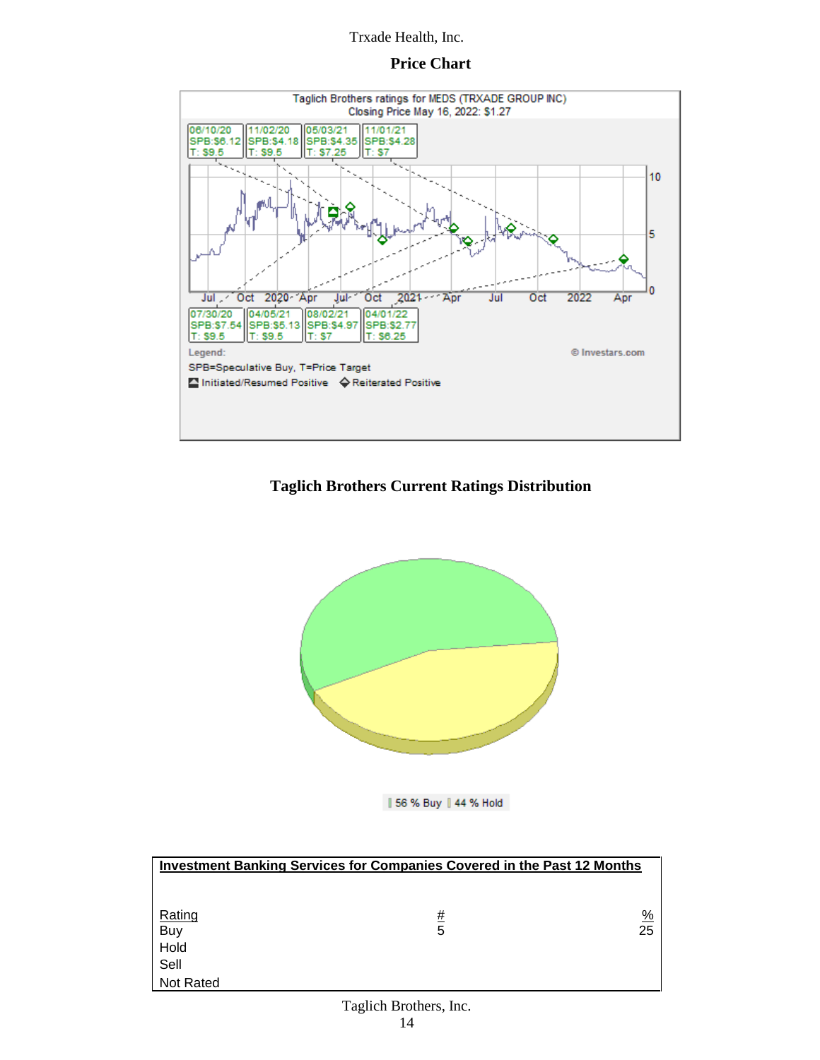Trxade Health, Inc.

## Price Chart

Taglich Brothers ratings for MEDS (TRXADE GROUP INC)
Closing Price May 16, 2022: $1.27

| Date | SPB | T |
|---|---|---|
| 06/10/20 | SPB:$6.12 | T: $9.5 |
| 07/30/20 | SPB:$7.54 | T: $9.5 |
| 11/02/20 | SPB:$4.18 | T: $9.5 |
| 04/05/21 | SPB:$5.13 | T: $9.5 |
| 05/03/21 | SPB:$4.35 | T: $7.25 |
| 08/02/21 | SPB:$4.97 | T: $7 |
| 11/01/21 | SPB:$4.28 | T: $7 |
| 04/01/22 | SPB:$2.77 | T: $6.25 |

Legend:
SPB=Speculative Buy, T=Price Target
Initiated/Resumed Positive ◇ Reiterated Positive

© Investars.com

## Taglich Brothers Current Ratings Distribution

56 % Buy 44 % Hold

| Investment Banking Services for Companies Covered in the Past 12 Months | | |
|---|---|---|
| Rating | # | % |
| Buy | 5 | 25 |
| Hold | | |
| Sell | | |
| Not Rated | | |

Taglich Brothers, Inc.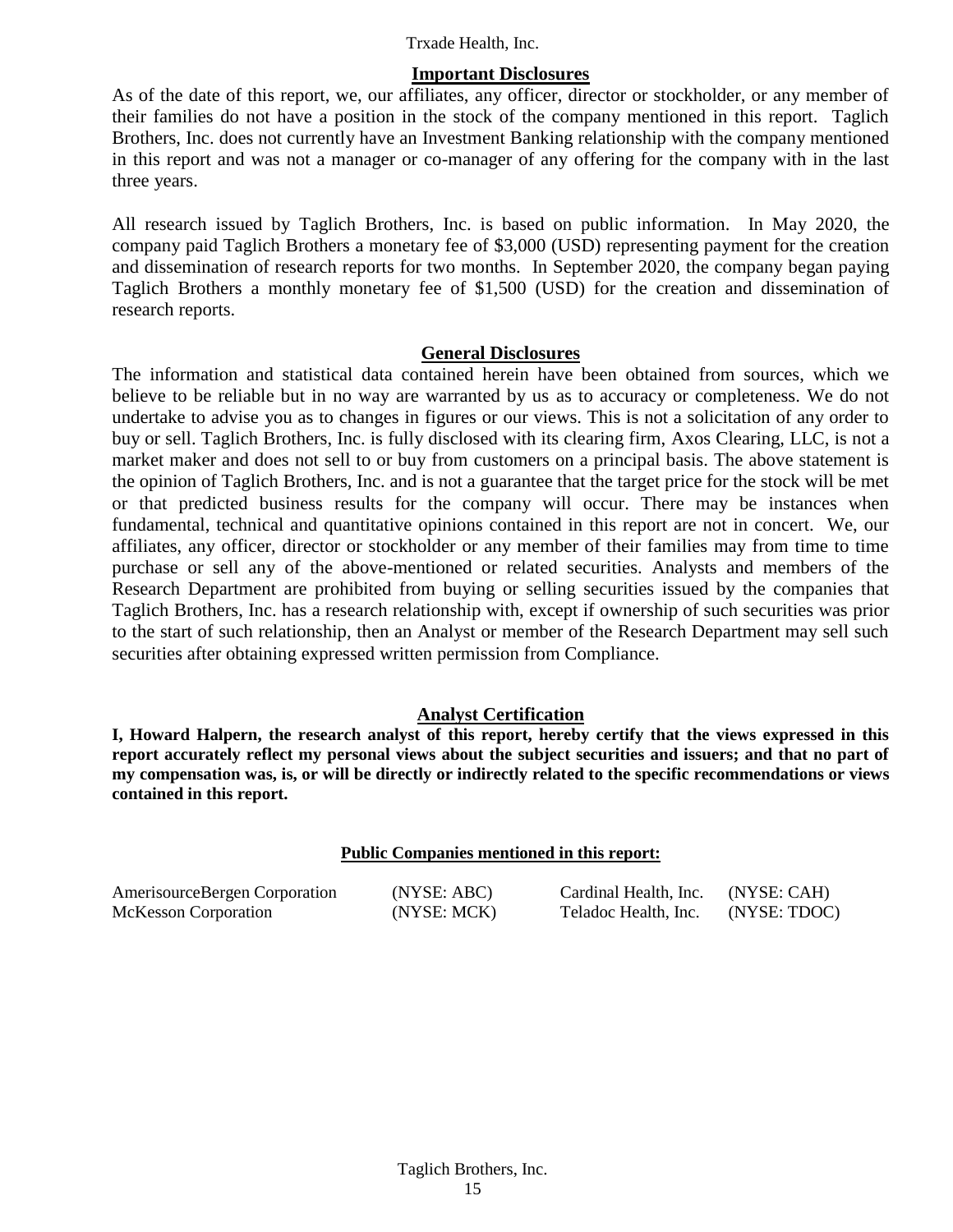## Important Disclosures

As of the date of this report, we, our affiliates, any officer, director or stockholder, or any member of their families do not have a position in the stock of the company mentioned in this report. Taglich Brothers, Inc. does not currently have an Investment Banking relationship with the company mentioned in this report and was not a manager or co-manager of any offering for the company with in the last three years.

All research issued by Taglich Brothers, Inc. is based on public information. In May 2020, the company paid Taglich Brothers a monetary fee of $3,000 (USD) representing payment for the creation and dissemination of research reports for two months. In September 2020, the company began paying Taglich Brothers a monthly monetary fee of $1,500 (USD) for the creation and dissemination of research reports.

## General Disclosures

The information and statistical data contained herein have been obtained from sources, which we believe to be reliable but in no way are warranted by us as to accuracy or completeness. We do not undertake to advise you as to changes in figures or our views. This is not a solicitation of any order to buy or sell. Taglich Brothers, Inc. is fully disclosed with its clearing firm, Axos Clearing, LLC, is not a market maker and does not sell to or buy from customers on a principal basis. The above statement is the opinion of Taglich Brothers, Inc. and is not a guarantee that the target price for the stock will be met or that predicted business results for the company will occur. There may be instances when fundamental, technical and quantitative opinions contained in this report are not in concert. We, our affiliates, any officer, director or stockholder or any member of their families may from time to time purchase or sell any of the above-mentioned or related securities. Analysts and members of the Research Department are prohibited from buying or selling securities issued by the companies that Taglich Brothers, Inc. has a research relationship with, except if ownership of such securities was prior to the start of such relationship, then an Analyst or member of the Research Department may sell such securities after obtaining expressed written permission from Compliance.

## Analyst Certification

**I, Howard Halpern, the research analyst of this report, hereby certify that the views expressed in this report accurately reflect my personal views about the subject securities and issuers; and that no part of my compensation was, is, or will be directly or indirectly related to the specific recommendations or views contained in this report.**

**Public Companies mentioned in this report:**

| | | | |
|---|---|---|---|
| AmerisourceBergen Corporation | (NYSE: ABC) | Cardinal Health, Inc. | (NYSE: CAH) |
| McKesson Corporation | (NYSE: MCK) | Teladoc Health, Inc. | (NYSE: TDOC) |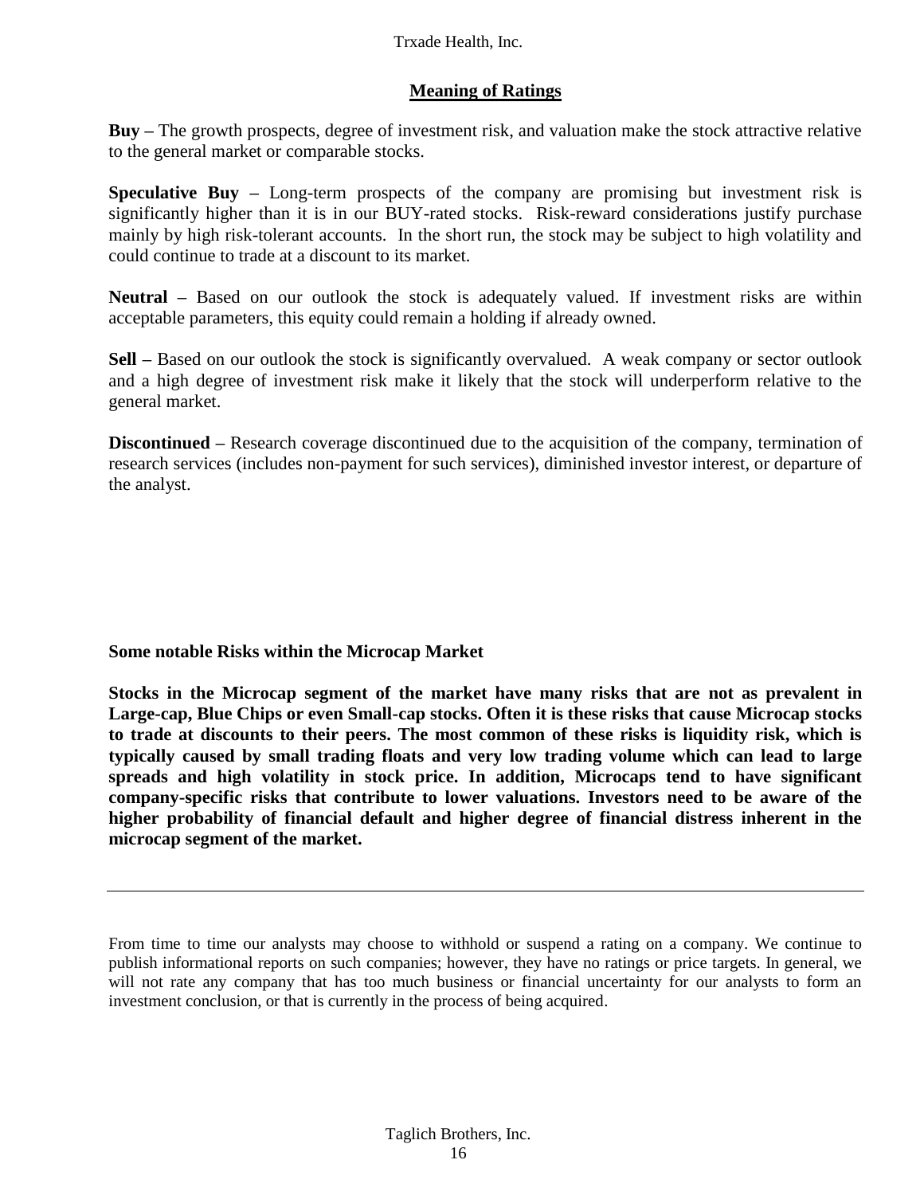## Meaning of Ratings

**Buy –** The growth prospects, degree of investment risk, and valuation make the stock attractive relative to the general market or comparable stocks.

**Speculative Buy –** Long-term prospects of the company are promising but investment risk is significantly higher than it is in our BUY-rated stocks. Risk-reward considerations justify purchase mainly by high risk-tolerant accounts. In the short run, the stock may be subject to high volatility and could continue to trade at a discount to its market.

**Neutral –** Based on our outlook the stock is adequately valued. If investment risks are within acceptable parameters, this equity could remain a holding if already owned.

**Sell –** Based on our outlook the stock is significantly overvalued. A weak company or sector outlook and a high degree of investment risk make it likely that the stock will underperform relative to the general market.

**Discontinued –** Research coverage discontinued due to the acquisition of the company, termination of research services (includes non-payment for such services), diminished investor interest, or departure of the analyst.

**Some notable Risks within the Microcap Market**

**Stocks in the Microcap segment of the market have many risks that are not as prevalent in Large-cap, Blue Chips or even Small-cap stocks. Often it is these risks that cause Microcap stocks to trade at discounts to their peers. The most common of these risks is liquidity risk, which is typically caused by small trading floats and very low trading volume which can lead to large spreads and high volatility in stock price. In addition, Microcaps tend to have significant company-specific risks that contribute to lower valuations. Investors need to be aware of the higher probability of financial default and higher degree of financial distress inherent in the microcap segment of the market.**

---

From time to time our analysts may choose to withhold or suspend a rating on a company. We continue to publish informational reports on such companies; however, they have no ratings or price targets. In general, we will not rate any company that has too much business or financial uncertainty for our analysts to form an investment conclusion, or that is currently in the process of being acquired.